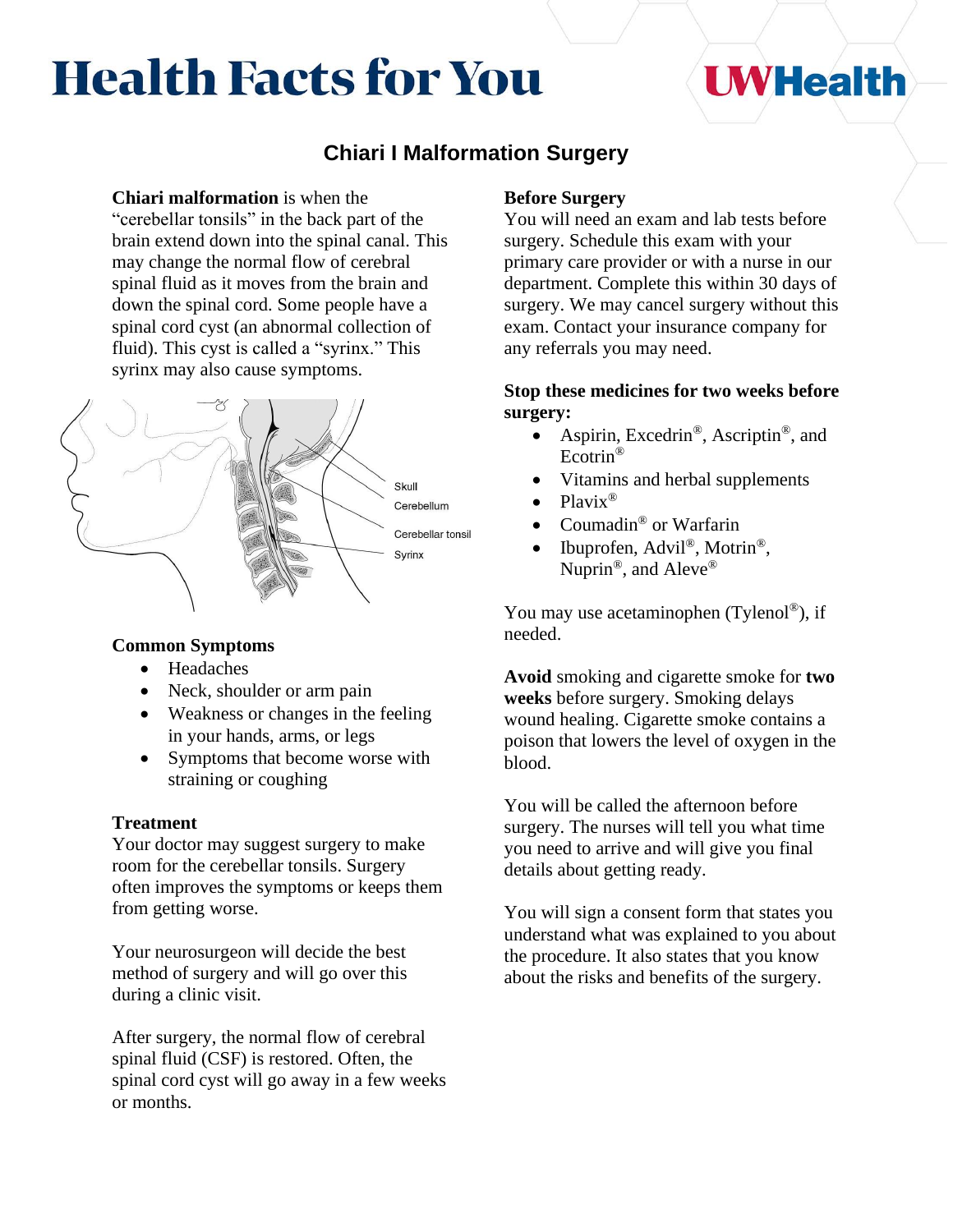# Health Facts for You

UWHealth

## Chiari I Malformation Surgery

**Chiari malformation** is when the "cerebellar tonsils" in the back part of the brain extend down into the spinal canal. This may change the normal flow of cerebral spinal fluid as it moves from the brain and down the spinal cord. Some people have a spinal cord cyst (an abnormal collection of fluid). This cyst is called a "syrinx." This syrinx may also cause symptoms.

Skull

Cerebellum

Cerebellar tonsil

Syrinx

### Common Symptoms

- Headaches
- Neck, shoulder or arm pain
- Weakness or changes in the feeling in your hands, arms, or legs
- Symptoms that become worse with straining or coughing

### Treatment

Your doctor may suggest surgery to make room for the cerebellar tonsils. Surgery often improves the symptoms or keeps them from getting worse.

Your neurosurgeon will decide the best method of surgery and will go over this during a clinic visit.

After surgery, the normal flow of cerebral spinal fluid (CSF) is restored. Often, the spinal cord cyst will go away in a few weeks or months.

### Before Surgery

You will need an exam and lab tests before surgery. Schedule this exam with your primary care provider or with a nurse in our department. Complete this within 30 days of surgery. We may cancel surgery without this exam. Contact your insurance company for any referrals you may need.

**Stop these medicines for two weeks before surgery:**

- Aspirin, Excedrin®, Ascriptin®, and Ecotrin®
- Vitamins and herbal supplements
- Plavix®
- Coumadin® or Warfarin
- Ibuprofen, Advil®, Motrin®, Nuprin®, and Aleve®

You may use acetaminophen (Tylenol®), if needed.

**Avoid** smoking and cigarette smoke for **two weeks** before surgery. Smoking delays wound healing. Cigarette smoke contains a poison that lowers the level of oxygen in the blood.

You will be called the afternoon before surgery. The nurses will tell you what time you need to arrive and will give you final details about getting ready.

You will sign a consent form that states you understand what was explained to you about the procedure. It also states that you know about the risks and benefits of the surgery.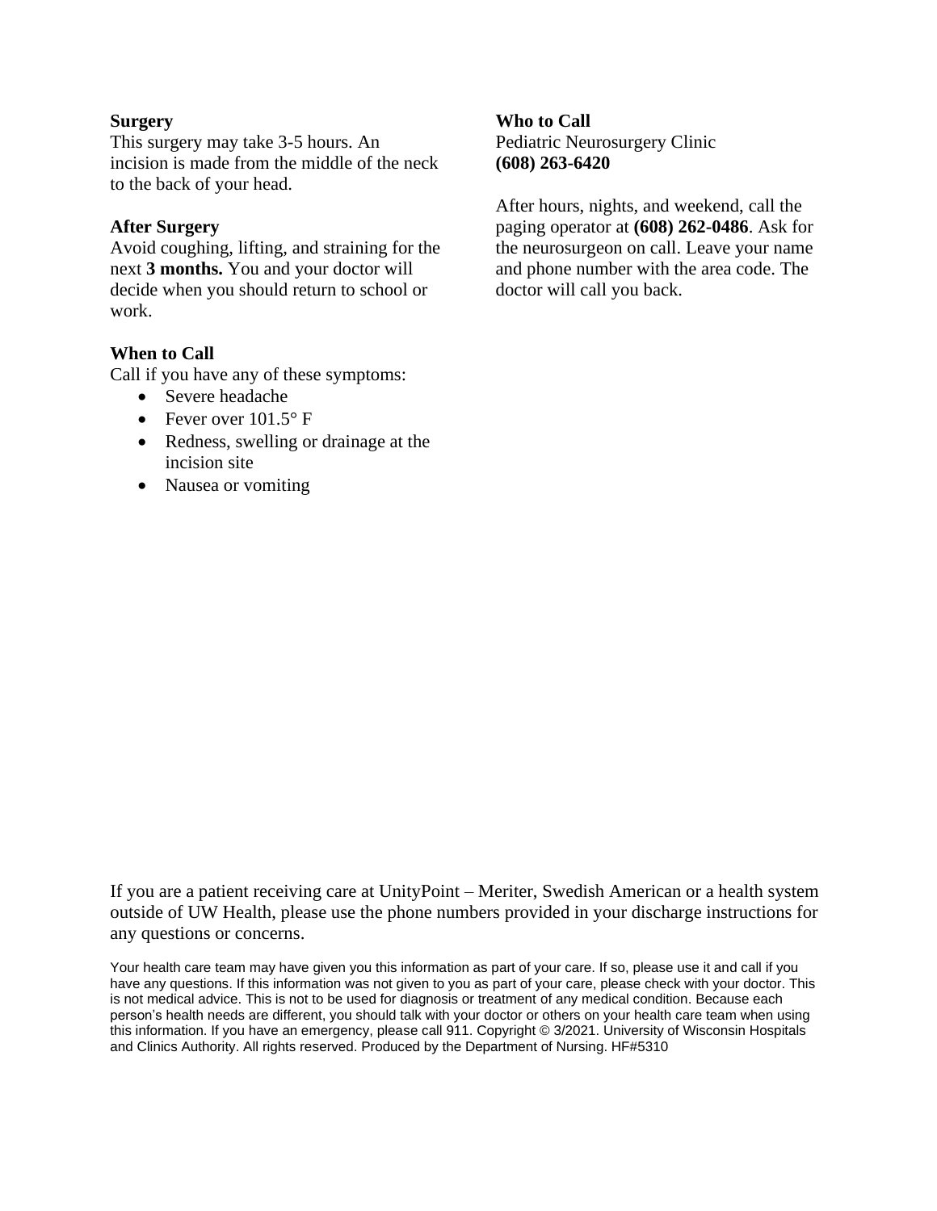**Surgery**
This surgery may take 3-5 hours. An incision is made from the middle of the neck to the back of your head.

**After Surgery**
Avoid coughing, lifting, and straining for the next **3 months.** You and your doctor will decide when you should return to school or work.

**When to Call**
Call if you have any of these symptoms:

- Severe headache
- Fever over 101.5° F
- Redness, swelling or drainage at the incision site
- Nausea or vomiting

**Who to Call**
Pediatric Neurosurgery Clinic
**(608) 263-6420**

After hours, nights, and weekend, call the paging operator at **(608) 262-0486**. Ask for the neurosurgeon on call. Leave your name and phone number with the area code. The doctor will call you back.

If you are a patient receiving care at UnityPoint – Meriter, Swedish American or a health system outside of UW Health, please use the phone numbers provided in your discharge instructions for any questions or concerns.

Your health care team may have given you this information as part of your care. If so, please use it and call if you have any questions. If this information was not given to you as part of your care, please check with your doctor. This is not medical advice. This is not to be used for diagnosis or treatment of any medical condition. Because each person's health needs are different, you should talk with your doctor or others on your health care team when using this information. If you have an emergency, please call 911. Copyright © 3/2021. University of Wisconsin Hospitals and Clinics Authority. All rights reserved. Produced by the Department of Nursing. HF#5310